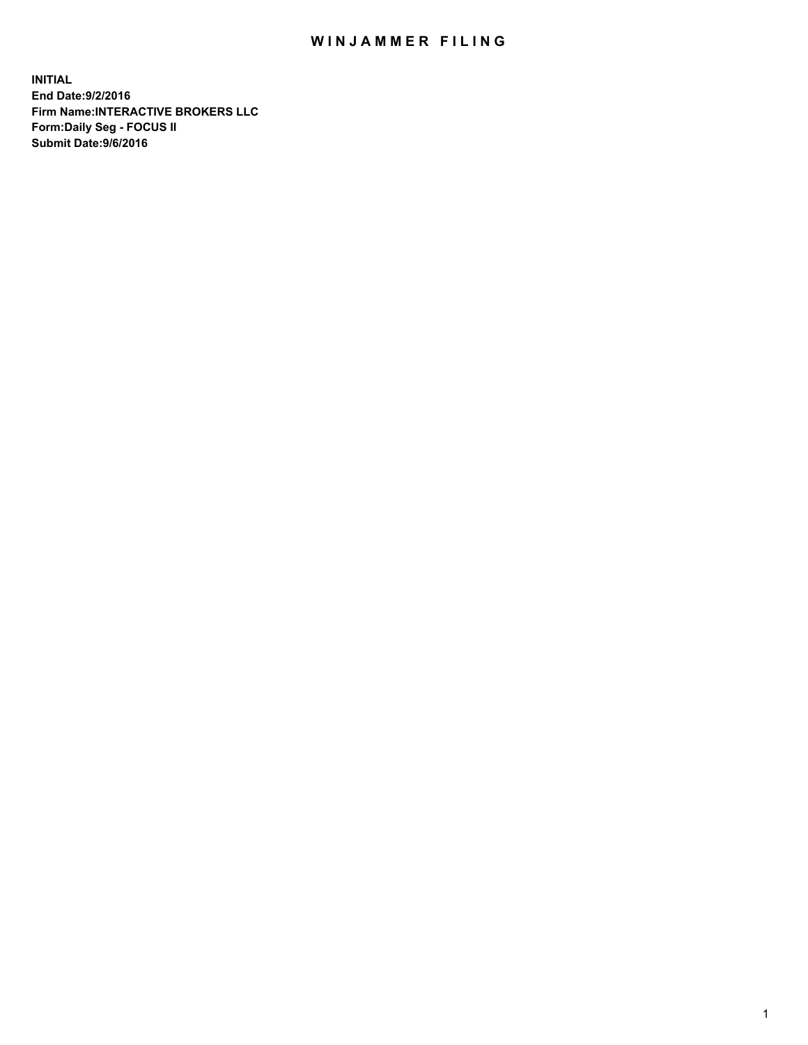# WINJAMMER FILING

**INITIAL**
**End Date:9/2/2016**
**Firm Name:INTERACTIVE BROKERS LLC**
**Form:Daily Seg - FOCUS II**
**Submit Date:9/6/2016**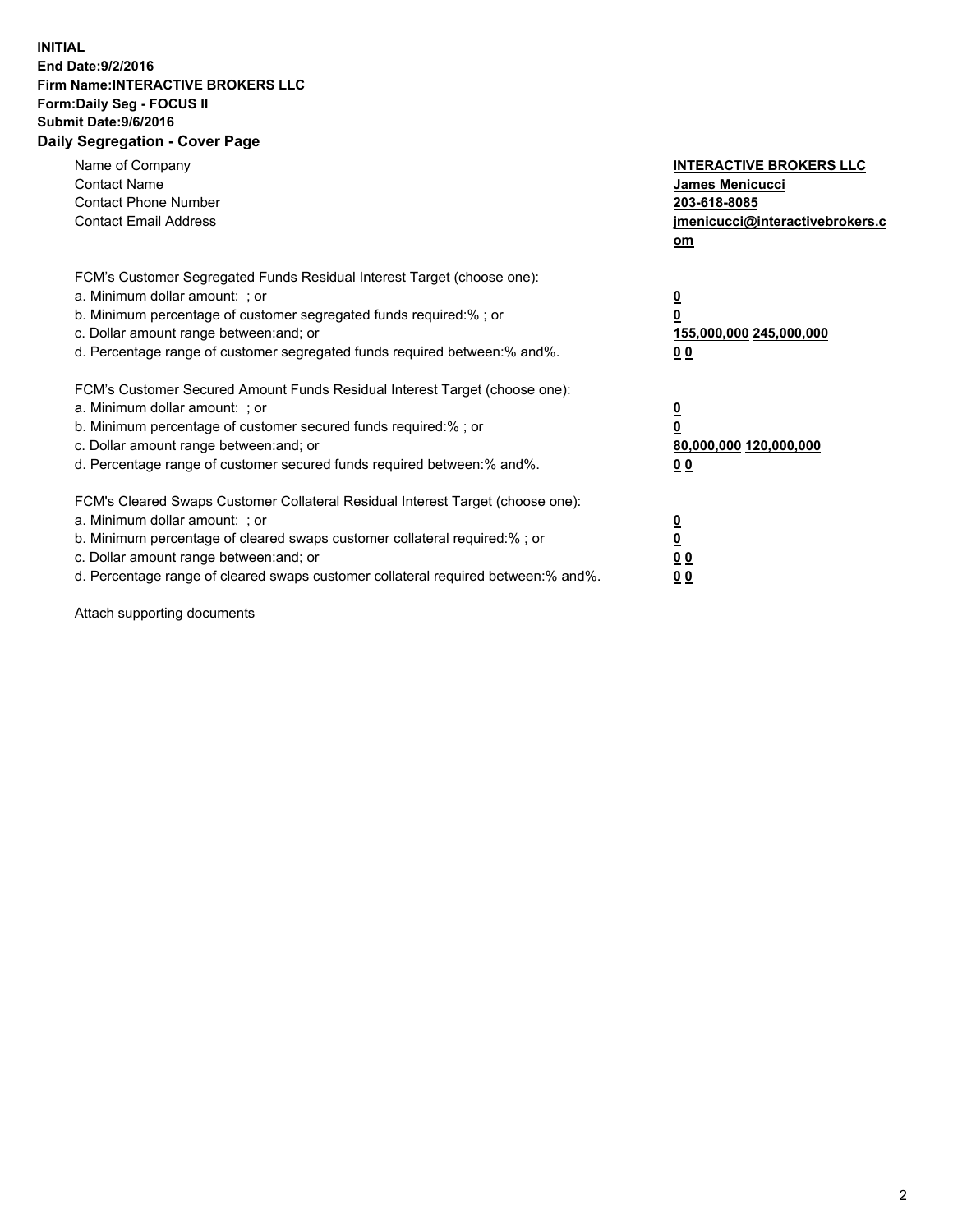**INITIAL**
**End Date:9/2/2016**
**Firm Name:INTERACTIVE BROKERS LLC**
**Form:Daily Seg - FOCUS II**
**Submit Date:9/6/2016**
**Daily Segregation - Cover Page**

| | |
|---|---|
| Name of Company | **INTERACTIVE BROKERS LLC** |
| Contact Name | **James Menicucci** |
| Contact Phone Number | **203-618-8085** |
| Contact Email Address | **jmenicucci@interactivebrokers.com** |

FCM's Customer Segregated Funds Residual Interest Target (choose one):

| | |
|---|---|
| a. Minimum dollar amount: ; or | **0** |
| b. Minimum percentage of customer segregated funds required:% ; or | **0** |
| c. Dollar amount range between:and; or | **155,000,000 245,000,000** |
| d. Percentage range of customer segregated funds required between:% and%. | **0 0** |

FCM's Customer Secured Amount Funds Residual Interest Target (choose one):

| | |
|---|---|
| a. Minimum dollar amount: ; or | **0** |
| b. Minimum percentage of customer secured funds required:% ; or | **0** |
| c. Dollar amount range between:and; or | **80,000,000 120,000,000** |
| d. Percentage range of customer secured funds required between:% and%. | **0 0** |

FCM's Cleared Swaps Customer Collateral Residual Interest Target (choose one):

| | |
|---|---|
| a. Minimum dollar amount: ; or | **0** |
| b. Minimum percentage of cleared swaps customer collateral required:% ; or | **0** |
| c. Dollar amount range between:and; or | **0 0** |
| d. Percentage range of cleared swaps customer collateral required between:% and%. | **0 0** |

Attach supporting documents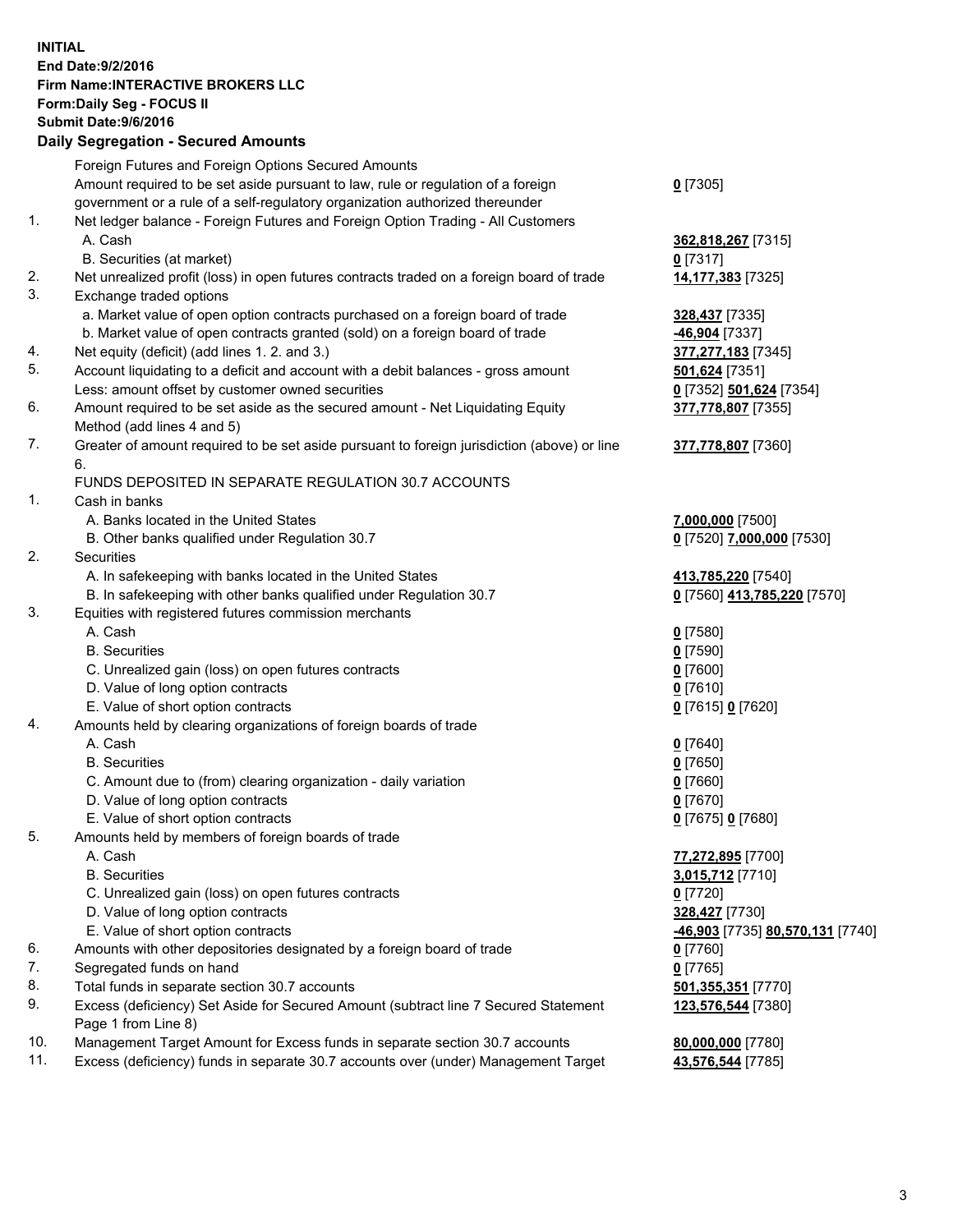**INITIAL**
**End Date:9/2/2016**
**Firm Name:INTERACTIVE BROKERS LLC**
**Form:Daily Seg - FOCUS II**
**Submit Date:9/6/2016**

## Daily Segregation - Secured Amounts

| | | |
|---|---|---|
| | Foreign Futures and Foreign Options Secured Amounts | |
| | Amount required to be set aside pursuant to law, rule or regulation of a foreign government or a rule of a self-regulatory organization authorized thereunder | **0** [7305] |
| 1. | Net ledger balance - Foreign Futures and Foreign Option Trading - All Customers | |
| | A. Cash | **362,818,267** [7315] |
| | B. Securities (at market) | **0** [7317] |
| 2. | Net unrealized profit (loss) in open futures contracts traded on a foreign board of trade | **14,177,383** [7325] |
| 3. | Exchange traded options | |
| | a. Market value of open option contracts purchased on a foreign board of trade | **328,437** [7335] |
| | b. Market value of open contracts granted (sold) on a foreign board of trade | **-46,904** [7337] |
| 4. | Net equity (deficit) (add lines 1. 2. and 3.) | **377,277,183** [7345] |
| 5. | Account liquidating to a deficit and account with a debit balances - gross amount | **501,624** [7351] |
| | Less: amount offset by customer owned securities | **0** [7352] **501,624** [7354] |
| 6. | Amount required to be set aside as the secured amount - Net Liquidating Equity Method (add lines 4 and 5) | **377,778,807** [7355] |
| 7. | Greater of amount required to be set aside pursuant to foreign jurisdiction (above) or line 6. | **377,778,807** [7360] |
| | FUNDS DEPOSITED IN SEPARATE REGULATION 30.7 ACCOUNTS | |
| 1. | Cash in banks | |
| | A. Banks located in the United States | **7,000,000** [7500] |
| | B. Other banks qualified under Regulation 30.7 | **0** [7520] **7,000,000** [7530] |
| 2. | Securities | |
| | A. In safekeeping with banks located in the United States | **413,785,220** [7540] |
| | B. In safekeeping with other banks qualified under Regulation 30.7 | **0** [7560] **413,785,220** [7570] |
| 3. | Equities with registered futures commission merchants | |
| | A. Cash | **0** [7580] |
| | B. Securities | **0** [7590] |
| | C. Unrealized gain (loss) on open futures contracts | **0** [7600] |
| | D. Value of long option contracts | **0** [7610] |
| | E. Value of short option contracts | **0** [7615] **0** [7620] |
| 4. | Amounts held by clearing organizations of foreign boards of trade | |
| | A. Cash | **0** [7640] |
| | B. Securities | **0** [7650] |
| | C. Amount due to (from) clearing organization - daily variation | **0** [7660] |
| | D. Value of long option contracts | **0** [7670] |
| | E. Value of short option contracts | **0** [7675] **0** [7680] |
| 5. | Amounts held by members of foreign boards of trade | |
| | A. Cash | **77,272,895** [7700] |
| | B. Securities | **3,015,712** [7710] |
| | C. Unrealized gain (loss) on open futures contracts | **0** [7720] |
| | D. Value of long option contracts | **328,427** [7730] |
| | E. Value of short option contracts | **-46,903** [7735] **80,570,131** [7740] |
| 6. | Amounts with other depositories designated by a foreign board of trade | **0** [7760] |
| 7. | Segregated funds on hand | **0** [7765] |
| 8. | Total funds in separate section 30.7 accounts | **501,355,351** [7770] |
| 9. | Excess (deficiency) Set Aside for Secured Amount (subtract line 7 Secured Statement Page 1 from Line 8) | **123,576,544** [7380] |
| 10. | Management Target Amount for Excess funds in separate section 30.7 accounts | **80,000,000** [7780] |
| 11. | Excess (deficiency) funds in separate 30.7 accounts over (under) Management Target | **43,576,544** [7785] |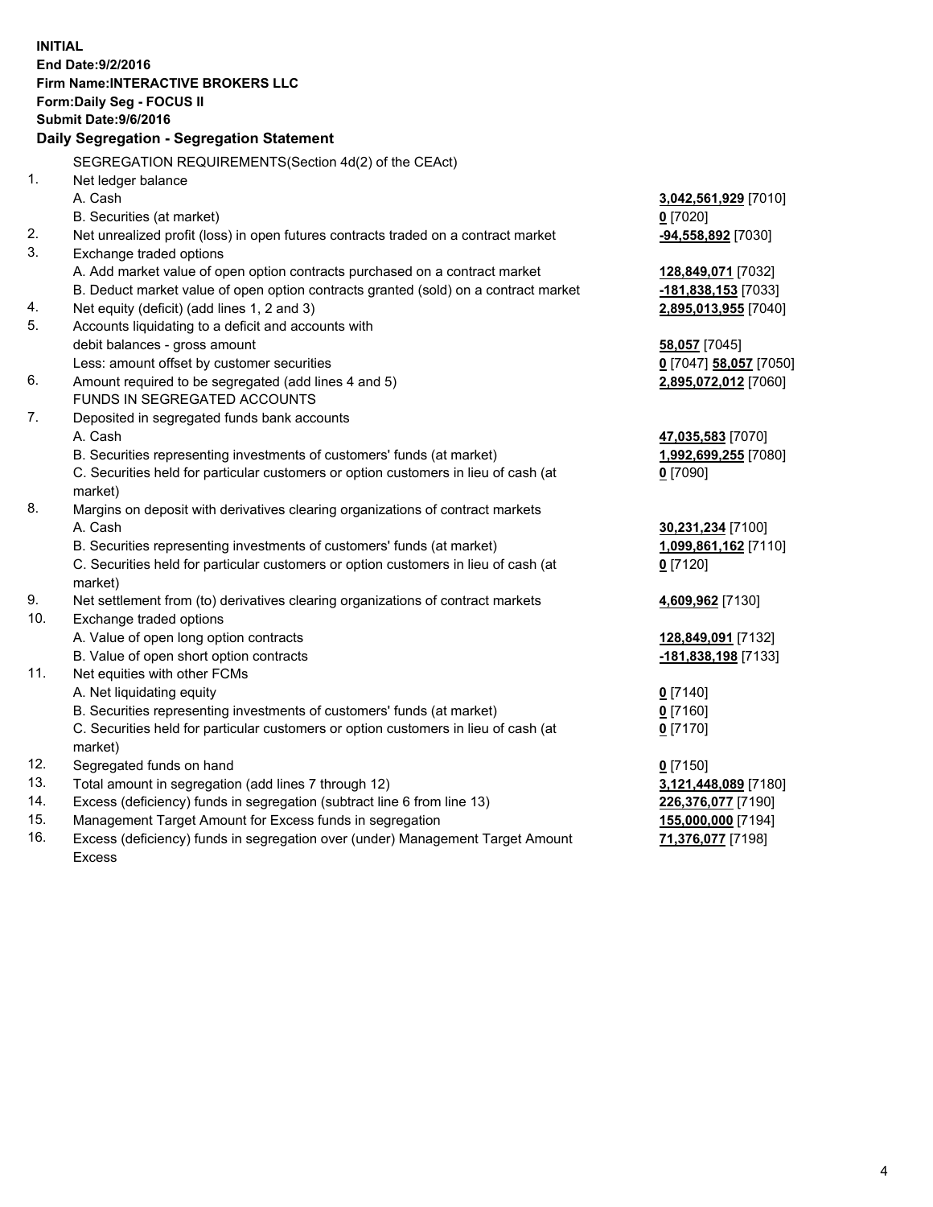**INITIAL**
**End Date:9/2/2016**
**Firm Name:INTERACTIVE BROKERS LLC**
**Form:Daily Seg - FOCUS II**
**Submit Date:9/6/2016**
**Daily Segregation - Segregation Statement**

SEGREGATION REQUIREMENTS(Section 4d(2) of the CEAct)

| | | |
|---|---|---|
| 1. | Net ledger balance | |
| | A. Cash | **3,042,561,929** [7010] |
| | B. Securities (at market) | **0** [7020] |
| 2. | Net unrealized profit (loss) in open futures contracts traded on a contract market | **-94,558,892** [7030] |
| 3. | Exchange traded options | |
| | A. Add market value of open option contracts purchased on a contract market | **128,849,071** [7032] |
| | B. Deduct market value of open option contracts granted (sold) on a contract market | **-181,838,153** [7033] |
| 4. | Net equity (deficit) (add lines 1, 2 and 3) | **2,895,013,955** [7040] |
| 5. | Accounts liquidating to a deficit and accounts with debit balances - gross amount | **58,057** [7045] |
| | Less: amount offset by customer securities | **0** [7047] **58,057** [7050] |
| 6. | Amount required to be segregated (add lines 4 and 5) | **2,895,072,012** [7060] |
| | FUNDS IN SEGREGATED ACCOUNTS | |
| 7. | Deposited in segregated funds bank accounts | |
| | A. Cash | **47,035,583** [7070] |
| | B. Securities representing investments of customers' funds (at market) | **1,992,699,255** [7080] |
| | C. Securities held for particular customers or option customers in lieu of cash (at market) | **0** [7090] |
| 8. | Margins on deposit with derivatives clearing organizations of contract markets | |
| | A. Cash | **30,231,234** [7100] |
| | B. Securities representing investments of customers' funds (at market) | **1,099,861,162** [7110] |
| | C. Securities held for particular customers or option customers in lieu of cash (at market) | **0** [7120] |
| 9. | Net settlement from (to) derivatives clearing organizations of contract markets | **4,609,962** [7130] |
| 10. | Exchange traded options | |
| | A. Value of open long option contracts | **128,849,091** [7132] |
| | B. Value of open short option contracts | **-181,838,198** [7133] |
| 11. | Net equities with other FCMs | |
| | A. Net liquidating equity | **0** [7140] |
| | B. Securities representing investments of customers' funds (at market) | **0** [7160] |
| | C. Securities held for particular customers or option customers in lieu of cash (at market) | **0** [7170] |
| 12. | Segregated funds on hand | **0** [7150] |
| 13. | Total amount in segregation (add lines 7 through 12) | **3,121,448,089** [7180] |
| 14. | Excess (deficiency) funds in segregation (subtract line 6 from line 13) | **226,376,077** [7190] |
| 15. | Management Target Amount for Excess funds in segregation | **155,000,000** [7194] |
| 16. | Excess (deficiency) funds in segregation over (under) Management Target Amount Excess | **71,376,077** [7198] |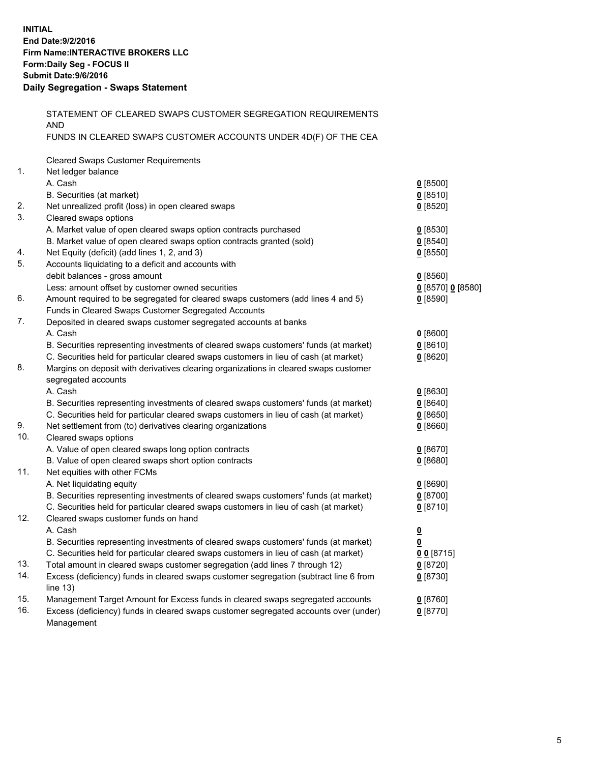**INITIAL**
**End Date:9/2/2016**
**Firm Name:INTERACTIVE BROKERS LLC**
**Form:Daily Seg - FOCUS II**
**Submit Date:9/6/2016**
**Daily Segregation - Swaps Statement**

STATEMENT OF CLEARED SWAPS CUSTOMER SEGREGATION REQUIREMENTS
AND
FUNDS IN CLEARED SWAPS CUSTOMER ACCOUNTS UNDER 4D(F) OF THE CEA

| | | |
|---|---|---|
| | Cleared Swaps Customer Requirements | |
| 1. | Net ledger balance | |
| | A. Cash | 0 [8500] |
| | B. Securities (at market) | 0 [8510] |
| 2. | Net unrealized profit (loss) in open cleared swaps | 0 [8520] |
| 3. | Cleared swaps options | |
| | A. Market value of open cleared swaps option contracts purchased | 0 [8530] |
| | B. Market value of open cleared swaps option contracts granted (sold) | 0 [8540] |
| 4. | Net Equity (deficit) (add lines 1, 2, and 3) | 0 [8550] |
| 5. | Accounts liquidating to a deficit and accounts with | |
| | debit balances - gross amount | 0 [8560] |
| | Less: amount offset by customer owned securities | 0 [8570] 0 [8580] |
| 6. | Amount required to be segregated for cleared swaps customers (add lines 4 and 5) | 0 [8590] |
| | Funds in Cleared Swaps Customer Segregated Accounts | |
| 7. | Deposited in cleared swaps customer segregated accounts at banks | |
| | A. Cash | 0 [8600] |
| | B. Securities representing investments of cleared swaps customers' funds (at market) | 0 [8610] |
| | C. Securities held for particular cleared swaps customers in lieu of cash (at market) | 0 [8620] |
| 8. | Margins on deposit with derivatives clearing organizations in cleared swaps customer segregated accounts | |
| | A. Cash | 0 [8630] |
| | B. Securities representing investments of cleared swaps customers' funds (at market) | 0 [8640] |
| | C. Securities held for particular cleared swaps customers in lieu of cash (at market) | 0 [8650] |
| 9. | Net settlement from (to) derivatives clearing organizations | 0 [8660] |
| 10. | Cleared swaps options | |
| | A. Value of open cleared swaps long option contracts | 0 [8670] |
| | B. Value of open cleared swaps short option contracts | 0 [8680] |
| 11. | Net equities with other FCMs | |
| | A. Net liquidating equity | 0 [8690] |
| | B. Securities representing investments of cleared swaps customers' funds (at market) | 0 [8700] |
| | C. Securities held for particular cleared swaps customers in lieu of cash (at market) | 0 [8710] |
| 12. | Cleared swaps customer funds on hand | |
| | A. Cash | 0 |
| | B. Securities representing investments of cleared swaps customers' funds (at market) | 0 |
| | C. Securities held for particular cleared swaps customers in lieu of cash (at market) | 0 0 [8715] |
| 13. | Total amount in cleared swaps customer segregation (add lines 7 through 12) | 0 [8720] |
| 14. | Excess (deficiency) funds in cleared swaps customer segregation (subtract line 6 from line 13) | 0 [8730] |
| 15. | Management Target Amount for Excess funds in cleared swaps segregated accounts | 0 [8760] |
| 16. | Excess (deficiency) funds in cleared swaps customer segregated accounts over (under) Management | 0 [8770] |